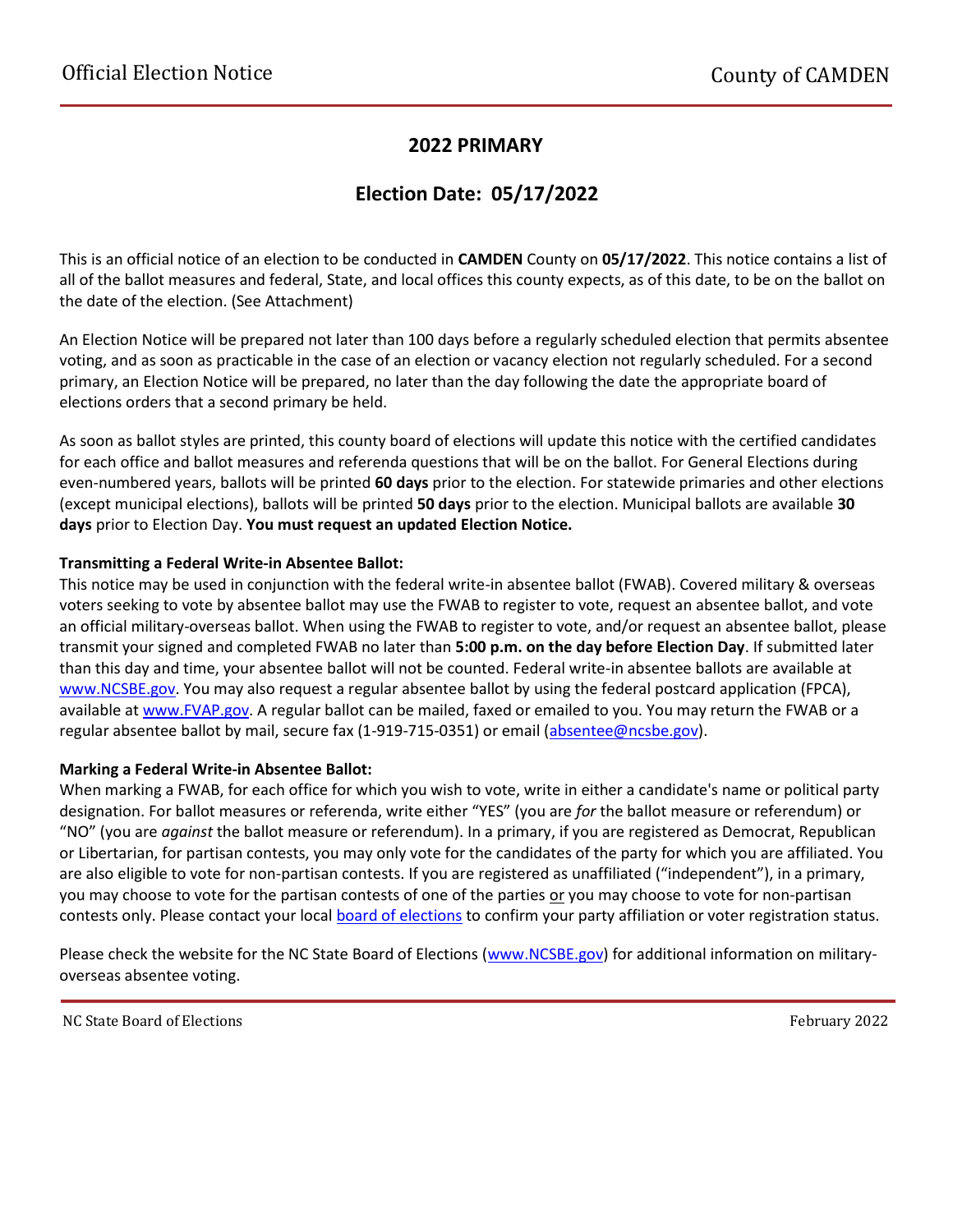# 2022 PRIMARY

## Election Date: 05/17/2022

This is an official notice of an election to be conducted in **CAMDEN** County on **05/17/2022**. This notice contains a list of all of the ballot measures and federal, State, and local offices this county expects, as of this date, to be on the ballot on the date of the election. (See Attachment)

An Election Notice will be prepared not later than 100 days before a regularly scheduled election that permits absentee voting, and as soon as practicable in the case of an election or vacancy election not regularly scheduled. For a second primary, an Election Notice will be prepared, no later than the day following the date the appropriate board of elections orders that a second primary be held.

As soon as ballot styles are printed, this county board of elections will update this notice with the certified candidates for each office and ballot measures and referenda questions that will be on the ballot. For General Elections during even-numbered years, ballots will be printed **60 days** prior to the election. For statewide primaries and other elections (except municipal elections), ballots will be printed **50 days** prior to the election. Municipal ballots are available **30 days** prior to Election Day. **You must request an updated Election Notice.**

**Transmitting a Federal Write-in Absentee Ballot:**
This notice may be used in conjunction with the federal write-in absentee ballot (FWAB). Covered military & overseas voters seeking to vote by absentee ballot may use the FWAB to register to vote, request an absentee ballot, and vote an official military-overseas ballot. When using the FWAB to register to vote, and/or request an absentee ballot, please transmit your signed and completed FWAB no later than **5:00 p.m. on the day before Election Day**. If submitted later than this day and time, your absentee ballot will not be counted. Federal write-in absentee ballots are available at www.NCSBE.gov. You may also request a regular absentee ballot by using the federal postcard application (FPCA), available at www.FVAP.gov. A regular ballot can be mailed, faxed or emailed to you. You may return the FWAB or a regular absentee ballot by mail, secure fax (1-919-715-0351) or email (absentee@ncsbe.gov).

**Marking a Federal Write-in Absentee Ballot:**
When marking a FWAB, for each office for which you wish to vote, write in either a candidate's name or political party designation. For ballot measures or referenda, write either "YES" (you are *for* the ballot measure or referendum) or "NO" (you are *against* the ballot measure or referendum). In a primary, if you are registered as Democrat, Republican or Libertarian, for partisan contests, you may only vote for the candidates of the party for which you are affiliated. You are also eligible to vote for non-partisan contests. If you are registered as unaffiliated ("independent"), in a primary, you may choose to vote for the partisan contests of one of the parties or you may choose to vote for non-partisan contests only. Please contact your local board of elections to confirm your party affiliation or voter registration status.

Please check the website for the NC State Board of Elections (www.NCSBE.gov) for additional information on military-overseas absentee voting.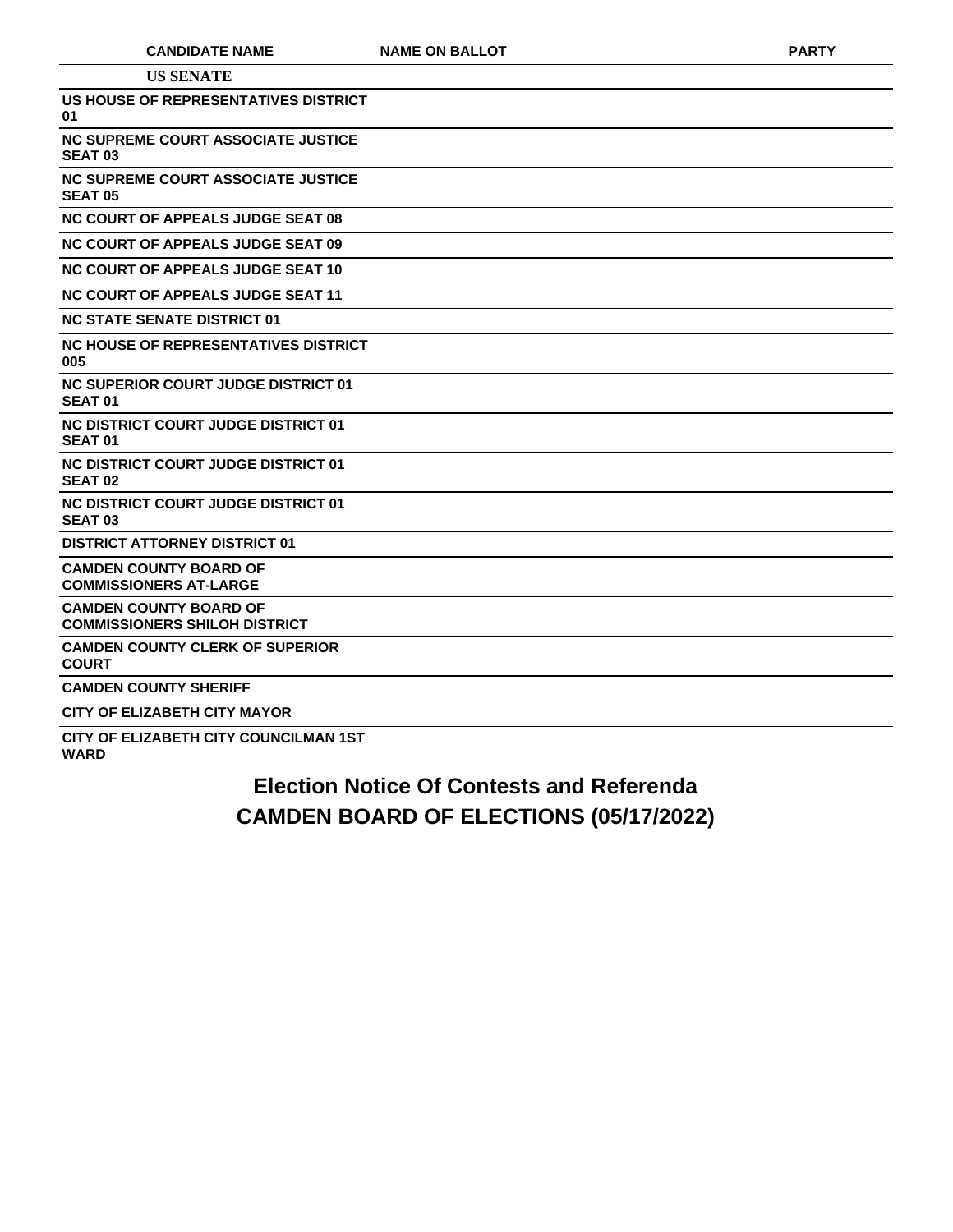| CANDIDATE NAME | NAME ON BALLOT | PARTY |
| --- | --- | --- |
| **US SENATE** | | |
| **US HOUSE OF REPRESENTATIVES DISTRICT 01** | | |
| **NC SUPREME COURT ASSOCIATE JUSTICE SEAT 03** | | |
| **NC SUPREME COURT ASSOCIATE JUSTICE SEAT 05** | | |
| **NC COURT OF APPEALS JUDGE SEAT 08** | | |
| **NC COURT OF APPEALS JUDGE SEAT 09** | | |
| **NC COURT OF APPEALS JUDGE SEAT 10** | | |
| **NC COURT OF APPEALS JUDGE SEAT 11** | | |
| **NC STATE SENATE DISTRICT 01** | | |
| **NC HOUSE OF REPRESENTATIVES DISTRICT 005** | | |
| **NC SUPERIOR COURT JUDGE DISTRICT 01 SEAT 01** | | |
| **NC DISTRICT COURT JUDGE DISTRICT 01 SEAT 01** | | |
| **NC DISTRICT COURT JUDGE DISTRICT 01 SEAT 02** | | |
| **NC DISTRICT COURT JUDGE DISTRICT 01 SEAT 03** | | |
| **DISTRICT ATTORNEY DISTRICT 01** | | |
| **CAMDEN COUNTY BOARD OF COMMISSIONERS AT-LARGE** | | |
| **CAMDEN COUNTY BOARD OF COMMISSIONERS SHILOH DISTRICT** | | |
| **CAMDEN COUNTY CLERK OF SUPERIOR COURT** | | |
| **CAMDEN COUNTY SHERIFF** | | |
| **CITY OF ELIZABETH CITY MAYOR** | | |
| **CITY OF ELIZABETH CITY COUNCILMAN 1ST WARD** | | |

# Election Notice Of Contests and Referenda
# CAMDEN BOARD OF ELECTIONS (05/17/2022)